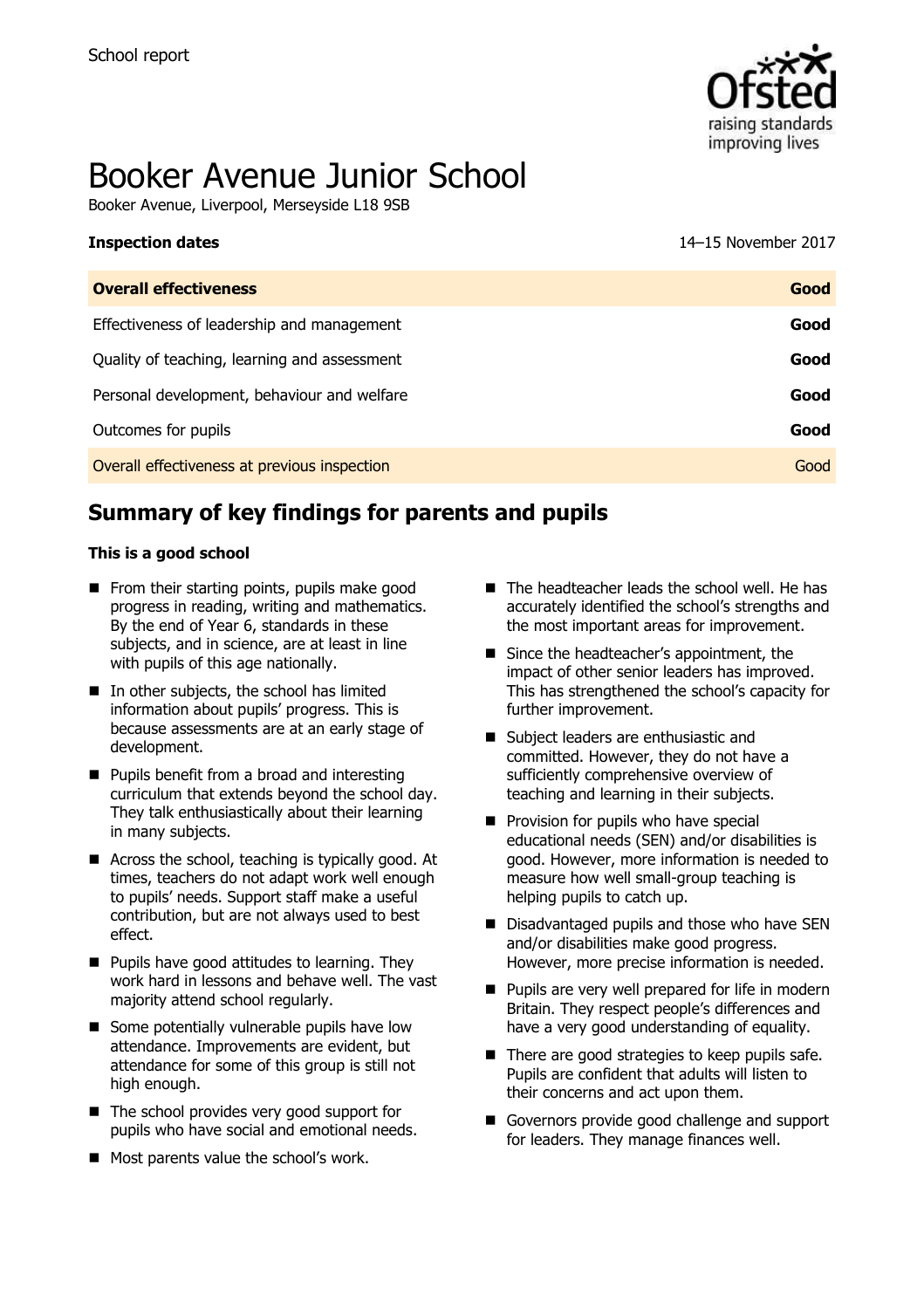School report

# Booker Avenue Junior School

Booker Avenue, Liverpool, Merseyside L18 9SB

**Inspection dates** 14–15 November 2017

| Overall effectiveness | Good |
|---|---|
| Effectiveness of leadership and management | Good |
| Quality of teaching, learning and assessment | Good |
| Personal development, behaviour and welfare | Good |
| Outcomes for pupils | Good |
| Overall effectiveness at previous inspection | Good |

## Summary of key findings for parents and pupils

**This is a good school**

- From their starting points, pupils make good progress in reading, writing and mathematics. By the end of Year 6, standards in these subjects, and in science, are at least in line with pupils of this age nationally.
- In other subjects, the school has limited information about pupils' progress. This is because assessments are at an early stage of development.
- Pupils benefit from a broad and interesting curriculum that extends beyond the school day. They talk enthusiastically about their learning in many subjects.
- Across the school, teaching is typically good. At times, teachers do not adapt work well enough to pupils' needs. Support staff make a useful contribution, but are not always used to best effect.
- Pupils have good attitudes to learning. They work hard in lessons and behave well. The vast majority attend school regularly.
- Some potentially vulnerable pupils have low attendance. Improvements are evident, but attendance for some of this group is still not high enough.
- The school provides very good support for pupils who have social and emotional needs.
- Most parents value the school's work.
- The headteacher leads the school well. He has accurately identified the school's strengths and the most important areas for improvement.
- Since the headteacher's appointment, the impact of other senior leaders has improved. This has strengthened the school's capacity for further improvement.
- Subject leaders are enthusiastic and committed. However, they do not have a sufficiently comprehensive overview of teaching and learning in their subjects.
- Provision for pupils who have special educational needs (SEN) and/or disabilities is good. However, more information is needed to measure how well small-group teaching is helping pupils to catch up.
- Disadvantaged pupils and those who have SEN and/or disabilities make good progress. However, more precise information is needed.
- Pupils are very well prepared for life in modern Britain. They respect people's differences and have a very good understanding of equality.
- There are good strategies to keep pupils safe. Pupils are confident that adults will listen to their concerns and act upon them.
- Governors provide good challenge and support for leaders. They manage finances well.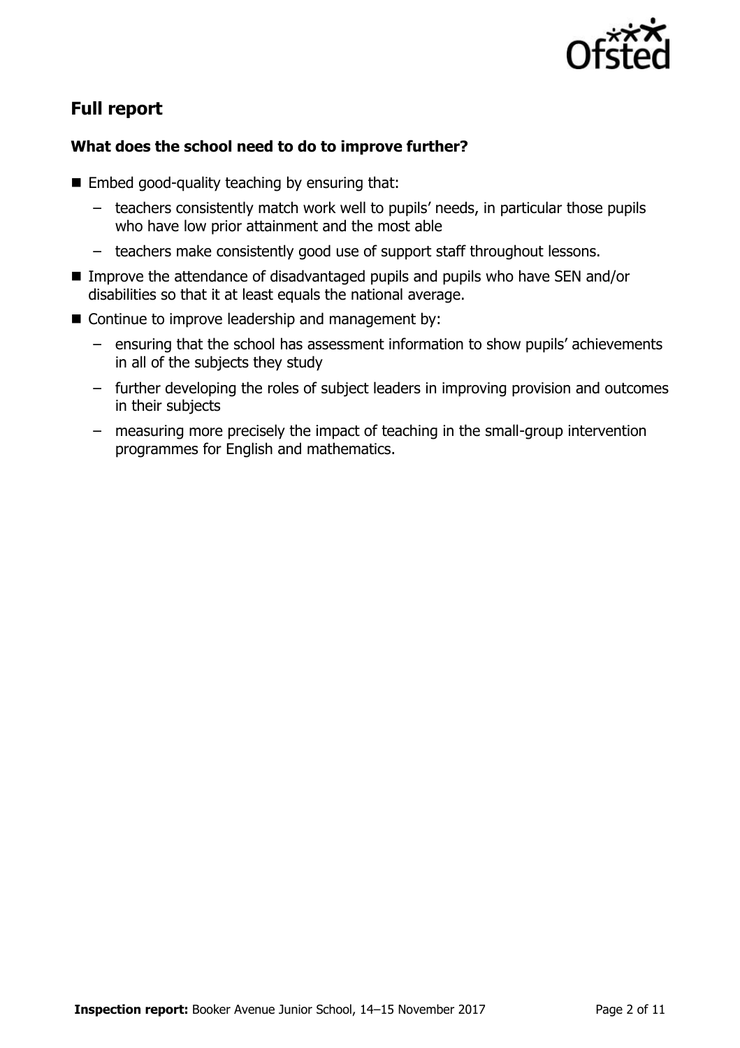## Full report

### What does the school need to do to improve further?

- Embed good-quality teaching by ensuring that:
  - teachers consistently match work well to pupils' needs, in particular those pupils who have low prior attainment and the most able
  - teachers make consistently good use of support staff throughout lessons.
- Improve the attendance of disadvantaged pupils and pupils who have SEN and/or disabilities so that it at least equals the national average.
- Continue to improve leadership and management by:
  - ensuring that the school has assessment information to show pupils' achievements in all of the subjects they study
  - further developing the roles of subject leaders in improving provision and outcomes in their subjects
  - measuring more precisely the impact of teaching in the small-group intervention programmes for English and mathematics.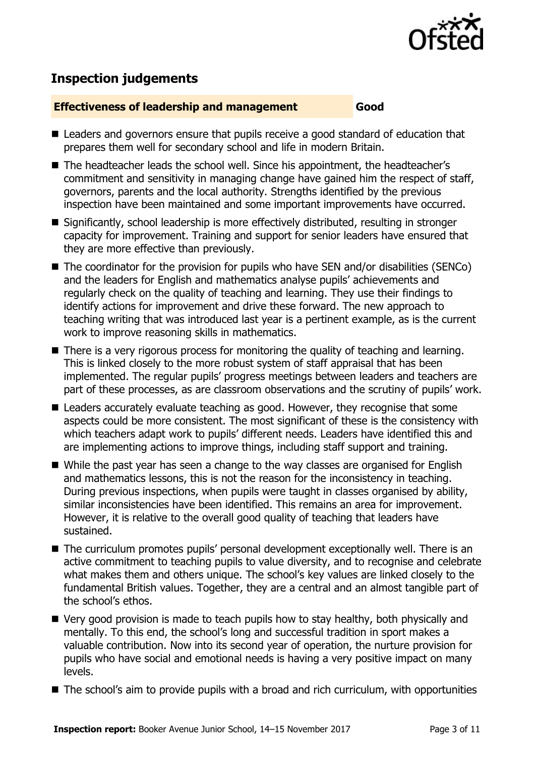## Inspection judgements

**Effectiveness of leadership and management** **Good**

- Leaders and governors ensure that pupils receive a good standard of education that prepares them well for secondary school and life in modern Britain.
- The headteacher leads the school well. Since his appointment, the headteacher's commitment and sensitivity in managing change have gained him the respect of staff, governors, parents and the local authority. Strengths identified by the previous inspection have been maintained and some important improvements have occurred.
- Significantly, school leadership is more effectively distributed, resulting in stronger capacity for improvement. Training and support for senior leaders have ensured that they are more effective than previously.
- The coordinator for the provision for pupils who have SEN and/or disabilities (SENCo) and the leaders for English and mathematics analyse pupils' achievements and regularly check on the quality of teaching and learning. They use their findings to identify actions for improvement and drive these forward. The new approach to teaching writing that was introduced last year is a pertinent example, as is the current work to improve reasoning skills in mathematics.
- There is a very rigorous process for monitoring the quality of teaching and learning. This is linked closely to the more robust system of staff appraisal that has been implemented. The regular pupils' progress meetings between leaders and teachers are part of these processes, as are classroom observations and the scrutiny of pupils' work.
- Leaders accurately evaluate teaching as good. However, they recognise that some aspects could be more consistent. The most significant of these is the consistency with which teachers adapt work to pupils' different needs. Leaders have identified this and are implementing actions to improve things, including staff support and training.
- While the past year has seen a change to the way classes are organised for English and mathematics lessons, this is not the reason for the inconsistency in teaching. During previous inspections, when pupils were taught in classes organised by ability, similar inconsistencies have been identified. This remains an area for improvement. However, it is relative to the overall good quality of teaching that leaders have sustained.
- The curriculum promotes pupils' personal development exceptionally well. There is an active commitment to teaching pupils to value diversity, and to recognise and celebrate what makes them and others unique. The school's key values are linked closely to the fundamental British values. Together, they are a central and an almost tangible part of the school's ethos.
- Very good provision is made to teach pupils how to stay healthy, both physically and mentally. To this end, the school's long and successful tradition in sport makes a valuable contribution. Now into its second year of operation, the nurture provision for pupils who have social and emotional needs is having a very positive impact on many levels.
- The school's aim to provide pupils with a broad and rich curriculum, with opportunities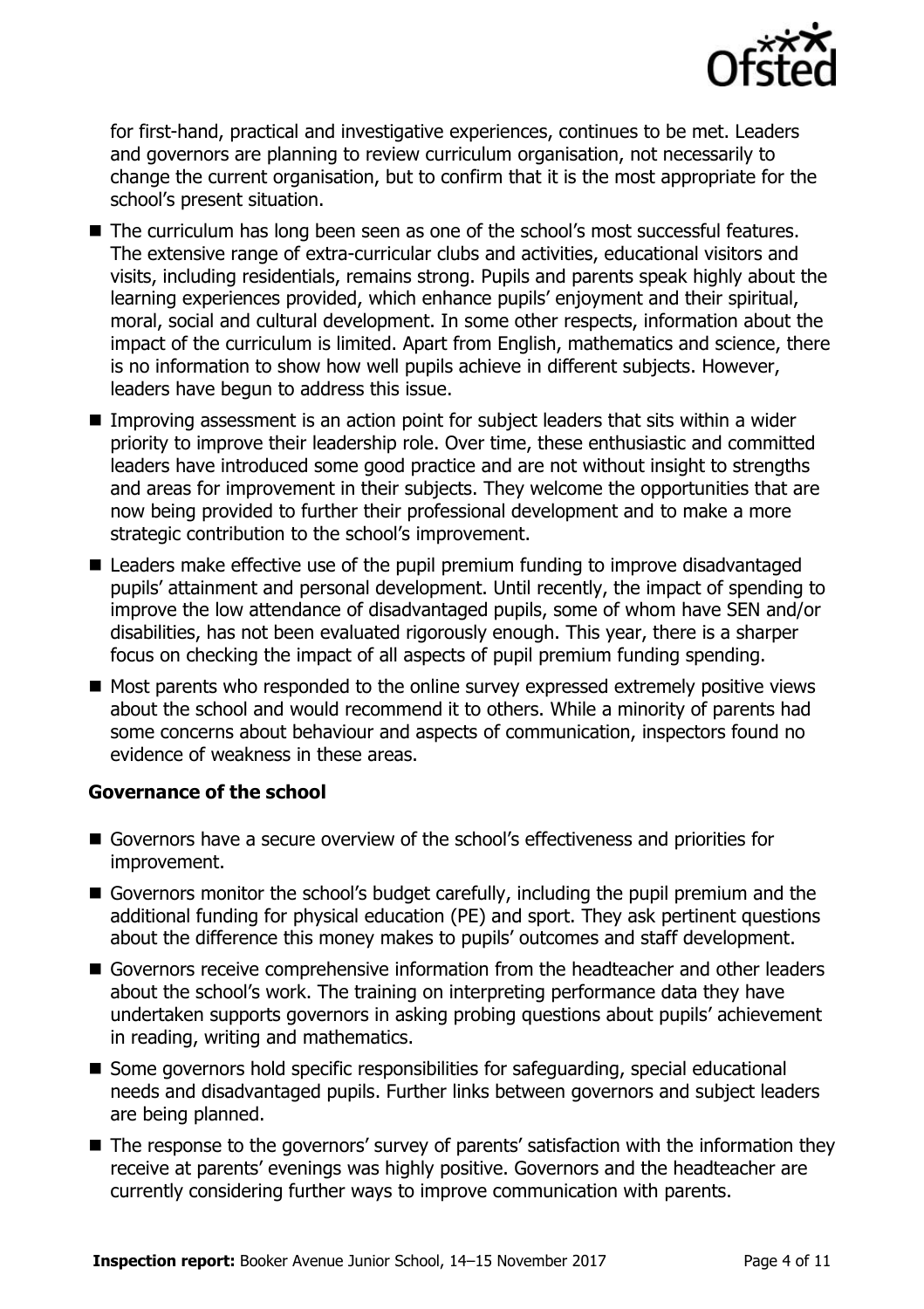for first-hand, practical and investigative experiences, continues to be met. Leaders and governors are planning to review curriculum organisation, not necessarily to change the current organisation, but to confirm that it is the most appropriate for the school's present situation.

- The curriculum has long been seen as one of the school's most successful features. The extensive range of extra-curricular clubs and activities, educational visitors and visits, including residentials, remains strong. Pupils and parents speak highly about the learning experiences provided, which enhance pupils' enjoyment and their spiritual, moral, social and cultural development. In some other respects, information about the impact of the curriculum is limited. Apart from English, mathematics and science, there is no information to show how well pupils achieve in different subjects. However, leaders have begun to address this issue.
- Improving assessment is an action point for subject leaders that sits within a wider priority to improve their leadership role. Over time, these enthusiastic and committed leaders have introduced some good practice and are not without insight to strengths and areas for improvement in their subjects. They welcome the opportunities that are now being provided to further their professional development and to make a more strategic contribution to the school's improvement.
- Leaders make effective use of the pupil premium funding to improve disadvantaged pupils' attainment and personal development. Until recently, the impact of spending to improve the low attendance of disadvantaged pupils, some of whom have SEN and/or disabilities, has not been evaluated rigorously enough. This year, there is a sharper focus on checking the impact of all aspects of pupil premium funding spending.
- Most parents who responded to the online survey expressed extremely positive views about the school and would recommend it to others. While a minority of parents had some concerns about behaviour and aspects of communication, inspectors found no evidence of weakness in these areas.

**Governance of the school**

- Governors have a secure overview of the school's effectiveness and priorities for improvement.
- Governors monitor the school's budget carefully, including the pupil premium and the additional funding for physical education (PE) and sport. They ask pertinent questions about the difference this money makes to pupils' outcomes and staff development.
- Governors receive comprehensive information from the headteacher and other leaders about the school's work. The training on interpreting performance data they have undertaken supports governors in asking probing questions about pupils' achievement in reading, writing and mathematics.
- Some governors hold specific responsibilities for safeguarding, special educational needs and disadvantaged pupils. Further links between governors and subject leaders are being planned.
- The response to the governors' survey of parents' satisfaction with the information they receive at parents' evenings was highly positive. Governors and the headteacher are currently considering further ways to improve communication with parents.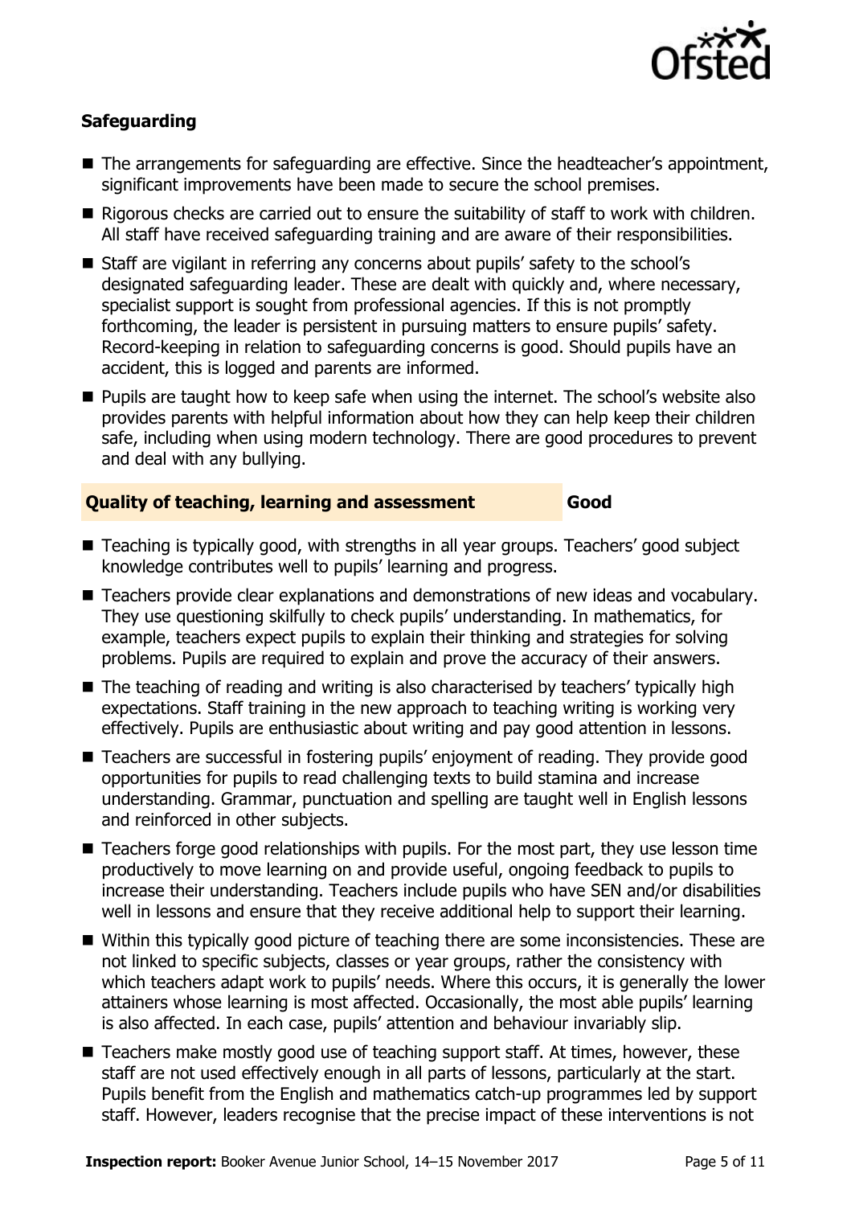### Safeguarding

- The arrangements for safeguarding are effective. Since the headteacher's appointment, significant improvements have been made to secure the school premises.
- Rigorous checks are carried out to ensure the suitability of staff to work with children. All staff have received safeguarding training and are aware of their responsibilities.
- Staff are vigilant in referring any concerns about pupils' safety to the school's designated safeguarding leader. These are dealt with quickly and, where necessary, specialist support is sought from professional agencies. If this is not promptly forthcoming, the leader is persistent in pursuing matters to ensure pupils' safety. Record-keeping in relation to safeguarding concerns is good. Should pupils have an accident, this is logged and parents are informed.
- Pupils are taught how to keep safe when using the internet. The school's website also provides parents with helpful information about how they can help keep their children safe, including when using modern technology. There are good procedures to prevent and deal with any bullying.

### Quality of teaching, learning and assessment — Good

- Teaching is typically good, with strengths in all year groups. Teachers' good subject knowledge contributes well to pupils' learning and progress.
- Teachers provide clear explanations and demonstrations of new ideas and vocabulary. They use questioning skilfully to check pupils' understanding. In mathematics, for example, teachers expect pupils to explain their thinking and strategies for solving problems. Pupils are required to explain and prove the accuracy of their answers.
- The teaching of reading and writing is also characterised by teachers' typically high expectations. Staff training in the new approach to teaching writing is working very effectively. Pupils are enthusiastic about writing and pay good attention in lessons.
- Teachers are successful in fostering pupils' enjoyment of reading. They provide good opportunities for pupils to read challenging texts to build stamina and increase understanding. Grammar, punctuation and spelling are taught well in English lessons and reinforced in other subjects.
- Teachers forge good relationships with pupils. For the most part, they use lesson time productively to move learning on and provide useful, ongoing feedback to pupils to increase their understanding. Teachers include pupils who have SEN and/or disabilities well in lessons and ensure that they receive additional help to support their learning.
- Within this typically good picture of teaching there are some inconsistencies. These are not linked to specific subjects, classes or year groups, rather the consistency with which teachers adapt work to pupils' needs. Where this occurs, it is generally the lower attainers whose learning is most affected. Occasionally, the most able pupils' learning is also affected. In each case, pupils' attention and behaviour invariably slip.
- Teachers make mostly good use of teaching support staff. At times, however, these staff are not used effectively enough in all parts of lessons, particularly at the start. Pupils benefit from the English and mathematics catch-up programmes led by support staff. However, leaders recognise that the precise impact of these interventions is not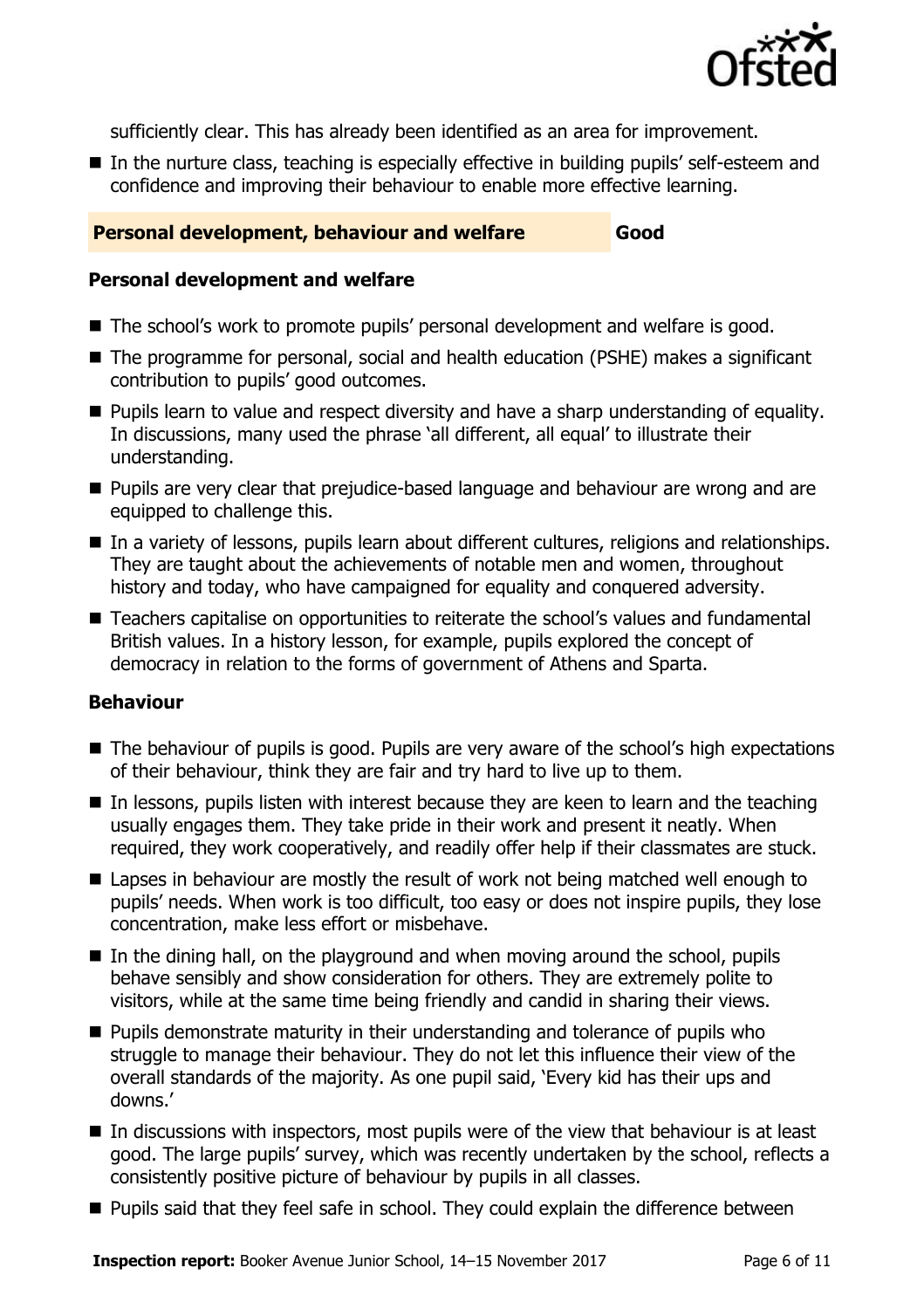sufficiently clear. This has already been identified as an area for improvement.

- In the nurture class, teaching is especially effective in building pupils' self-esteem and confidence and improving their behaviour to enable more effective learning.

| Personal development, behaviour and welfare | Good |
| --- | --- |

### Personal development and welfare

- The school's work to promote pupils' personal development and welfare is good.
- The programme for personal, social and health education (PSHE) makes a significant contribution to pupils' good outcomes.
- Pupils learn to value and respect diversity and have a sharp understanding of equality. In discussions, many used the phrase 'all different, all equal' to illustrate their understanding.
- Pupils are very clear that prejudice-based language and behaviour are wrong and are equipped to challenge this.
- In a variety of lessons, pupils learn about different cultures, religions and relationships. They are taught about the achievements of notable men and women, throughout history and today, who have campaigned for equality and conquered adversity.
- Teachers capitalise on opportunities to reiterate the school's values and fundamental British values. In a history lesson, for example, pupils explored the concept of democracy in relation to the forms of government of Athens and Sparta.

### Behaviour

- The behaviour of pupils is good. Pupils are very aware of the school's high expectations of their behaviour, think they are fair and try hard to live up to them.
- In lessons, pupils listen with interest because they are keen to learn and the teaching usually engages them. They take pride in their work and present it neatly. When required, they work cooperatively, and readily offer help if their classmates are stuck.
- Lapses in behaviour are mostly the result of work not being matched well enough to pupils' needs. When work is too difficult, too easy or does not inspire pupils, they lose concentration, make less effort or misbehave.
- In the dining hall, on the playground and when moving around the school, pupils behave sensibly and show consideration for others. They are extremely polite to visitors, while at the same time being friendly and candid in sharing their views.
- Pupils demonstrate maturity in their understanding and tolerance of pupils who struggle to manage their behaviour. They do not let this influence their view of the overall standards of the majority. As one pupil said, 'Every kid has their ups and downs.'
- In discussions with inspectors, most pupils were of the view that behaviour is at least good. The large pupils' survey, which was recently undertaken by the school, reflects a consistently positive picture of behaviour by pupils in all classes.
- Pupils said that they feel safe in school. They could explain the difference between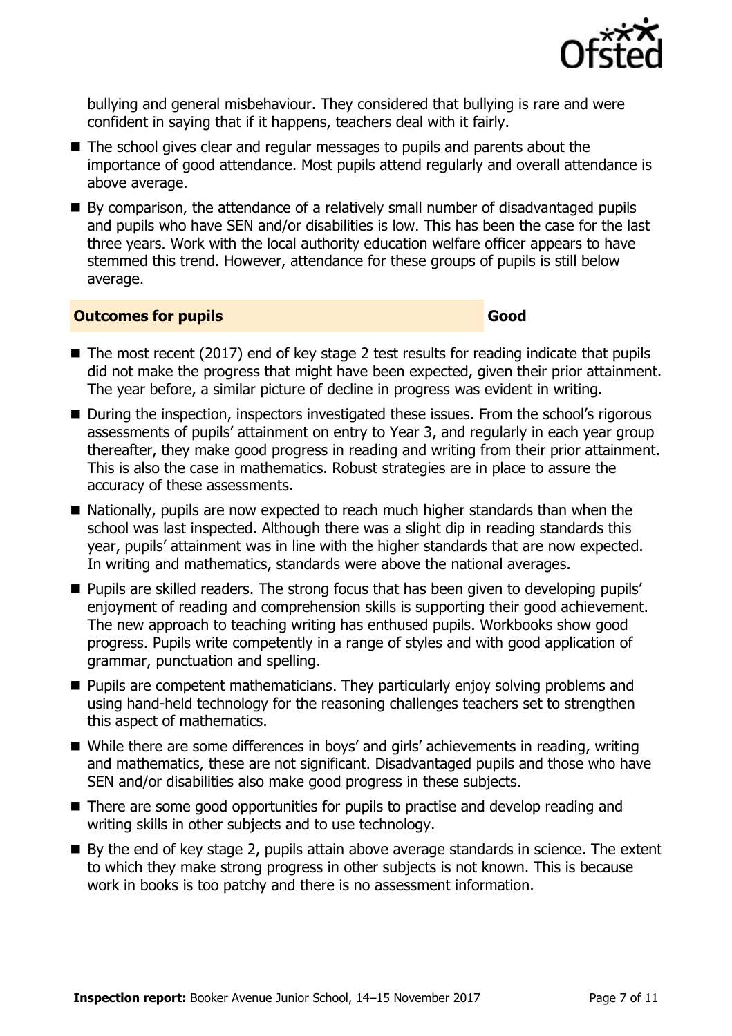bullying and general misbehaviour. They considered that bullying is rare and were confident in saying that if it happens, teachers deal with it fairly.

- The school gives clear and regular messages to pupils and parents about the importance of good attendance. Most pupils attend regularly and overall attendance is above average.
- By comparison, the attendance of a relatively small number of disadvantaged pupils and pupils who have SEN and/or disabilities is low. This has been the case for the last three years. Work with the local authority education welfare officer appears to have stemmed this trend. However, attendance for these groups of pupils is still below average.

## Outcomes for pupils — Good

- The most recent (2017) end of key stage 2 test results for reading indicate that pupils did not make the progress that might have been expected, given their prior attainment. The year before, a similar picture of decline in progress was evident in writing.
- During the inspection, inspectors investigated these issues. From the school's rigorous assessments of pupils' attainment on entry to Year 3, and regularly in each year group thereafter, they make good progress in reading and writing from their prior attainment. This is also the case in mathematics. Robust strategies are in place to assure the accuracy of these assessments.
- Nationally, pupils are now expected to reach much higher standards than when the school was last inspected. Although there was a slight dip in reading standards this year, pupils' attainment was in line with the higher standards that are now expected. In writing and mathematics, standards were above the national averages.
- Pupils are skilled readers. The strong focus that has been given to developing pupils' enjoyment of reading and comprehension skills is supporting their good achievement. The new approach to teaching writing has enthused pupils. Workbooks show good progress. Pupils write competently in a range of styles and with good application of grammar, punctuation and spelling.
- Pupils are competent mathematicians. They particularly enjoy solving problems and using hand-held technology for the reasoning challenges teachers set to strengthen this aspect of mathematics.
- While there are some differences in boys' and girls' achievements in reading, writing and mathematics, these are not significant. Disadvantaged pupils and those who have SEN and/or disabilities also make good progress in these subjects.
- There are some good opportunities for pupils to practise and develop reading and writing skills in other subjects and to use technology.
- By the end of key stage 2, pupils attain above average standards in science. The extent to which they make strong progress in other subjects is not known. This is because work in books is too patchy and there is no assessment information.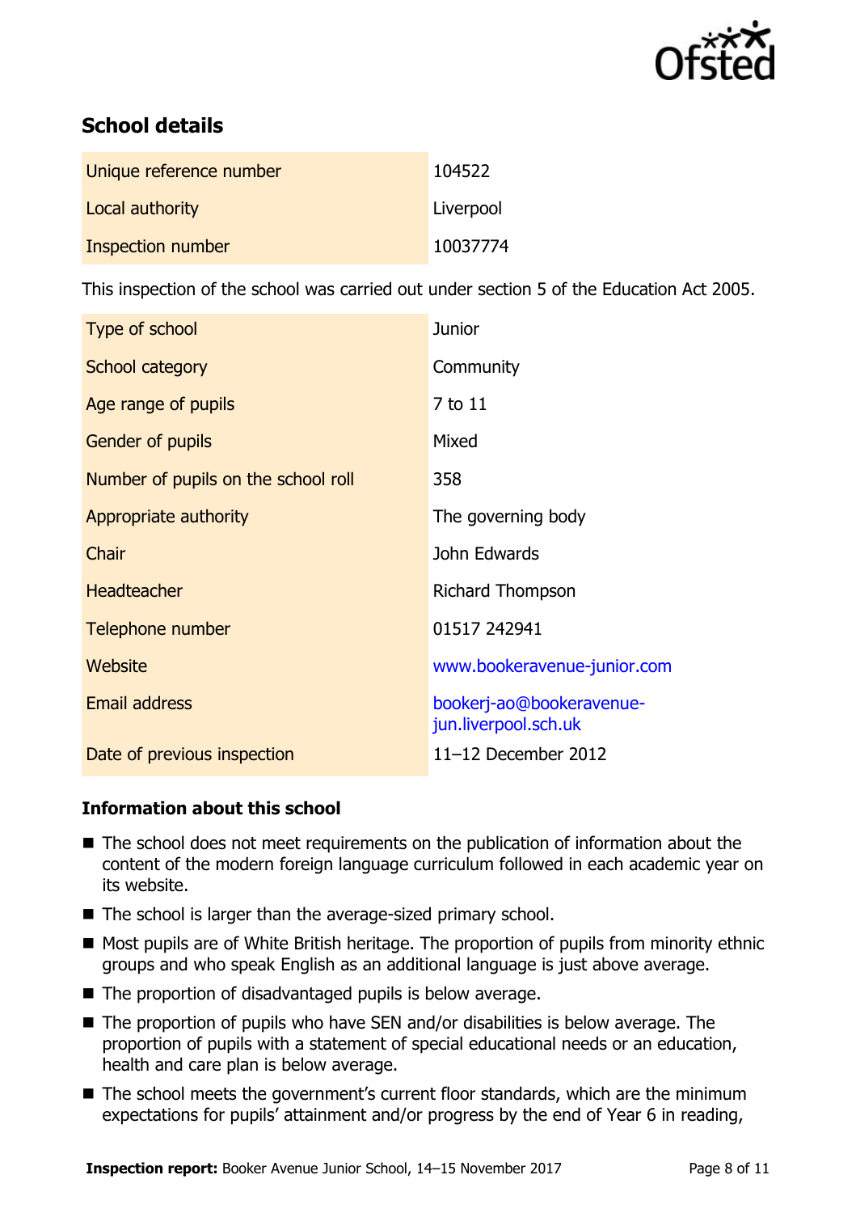## School details

| | |
|---|---|
| Unique reference number | 104522 |
| Local authority | Liverpool |
| Inspection number | 10037774 |

This inspection of the school was carried out under section 5 of the Education Act 2005.

| | |
|---|---|
| Type of school | Junior |
| School category | Community |
| Age range of pupils | 7 to 11 |
| Gender of pupils | Mixed |
| Number of pupils on the school roll | 358 |
| Appropriate authority | The governing body |
| Chair | John Edwards |
| Headteacher | Richard Thompson |
| Telephone number | 01517 242941 |
| Website | www.bookeravenue-junior.com |
| Email address | bookerj-ao@bookeravenue-jun.liverpool.sch.uk |
| Date of previous inspection | 11–12 December 2012 |

### Information about this school

- The school does not meet requirements on the publication of information about the content of the modern foreign language curriculum followed in each academic year on its website.
- The school is larger than the average-sized primary school.
- Most pupils are of White British heritage. The proportion of pupils from minority ethnic groups and who speak English as an additional language is just above average.
- The proportion of disadvantaged pupils is below average.
- The proportion of pupils who have SEN and/or disabilities is below average. The proportion of pupils with a statement of special educational needs or an education, health and care plan is below average.
- The school meets the government's current floor standards, which are the minimum expectations for pupils' attainment and/or progress by the end of Year 6 in reading,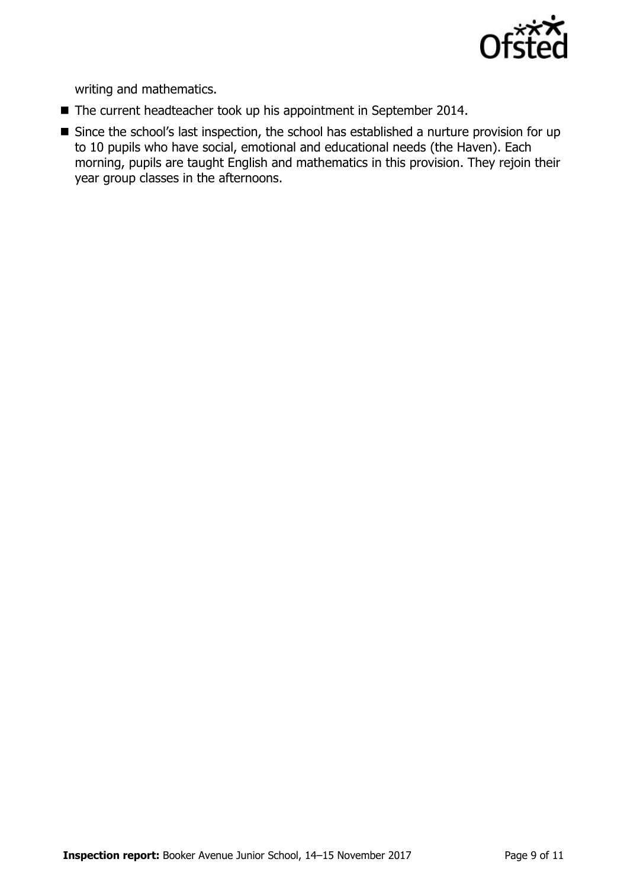writing and mathematics.

- The current headteacher took up his appointment in September 2014.
- Since the school's last inspection, the school has established a nurture provision for up to 10 pupils who have social, emotional and educational needs (the Haven). Each morning, pupils are taught English and mathematics in this provision. They rejoin their year group classes in the afternoons.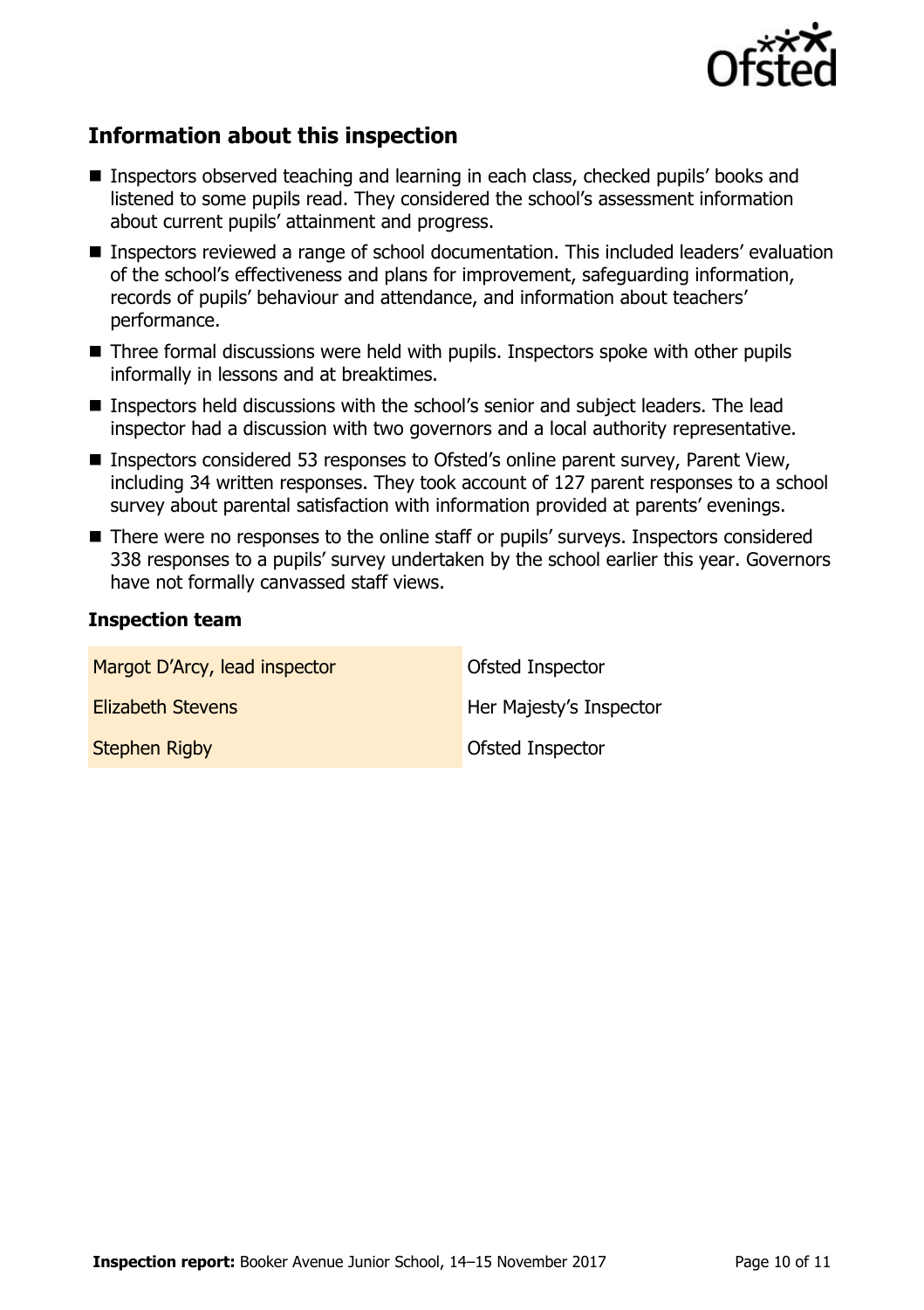## Information about this inspection

- Inspectors observed teaching and learning in each class, checked pupils' books and listened to some pupils read. They considered the school's assessment information about current pupils' attainment and progress.
- Inspectors reviewed a range of school documentation. This included leaders' evaluation of the school's effectiveness and plans for improvement, safeguarding information, records of pupils' behaviour and attendance, and information about teachers' performance.
- Three formal discussions were held with pupils. Inspectors spoke with other pupils informally in lessons and at breaktimes.
- Inspectors held discussions with the school's senior and subject leaders. The lead inspector had a discussion with two governors and a local authority representative.
- Inspectors considered 53 responses to Ofsted's online parent survey, Parent View, including 34 written responses. They took account of 127 parent responses to a school survey about parental satisfaction with information provided at parents' evenings.
- There were no responses to the online staff or pupils' surveys. Inspectors considered 338 responses to a pupils' survey undertaken by the school earlier this year. Governors have not formally canvassed staff views.

### Inspection team

| | |
|---|---|
| Margot D'Arcy, lead inspector | Ofsted Inspector |
| Elizabeth Stevens | Her Majesty's Inspector |
| Stephen Rigby | Ofsted Inspector |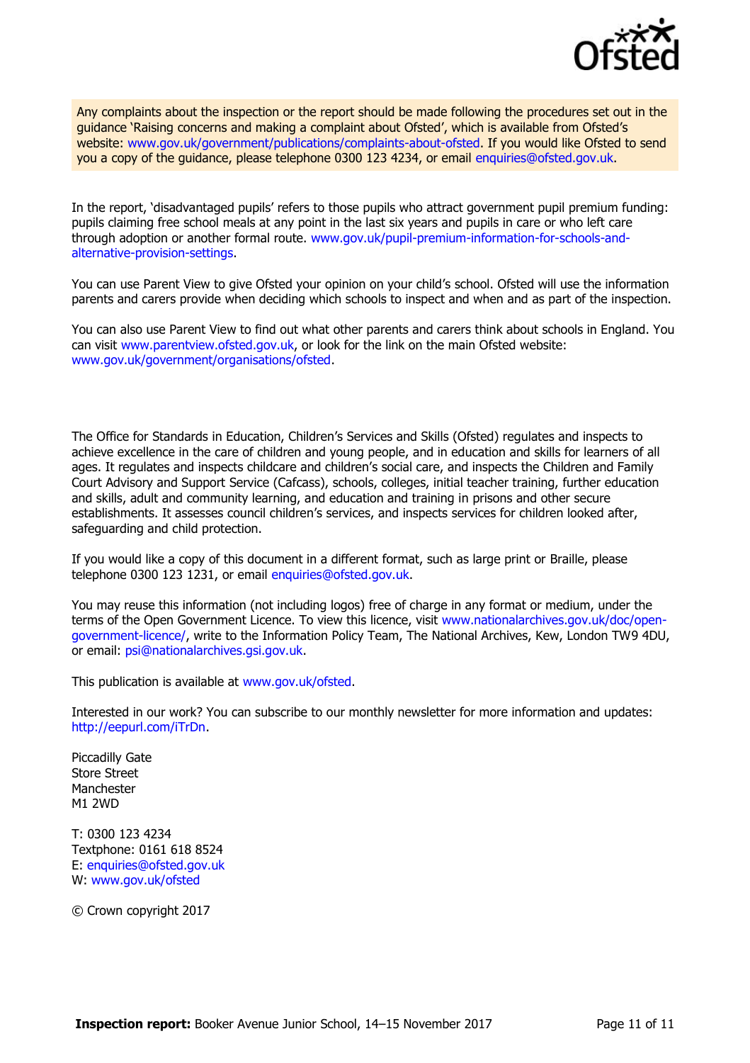Any complaints about the inspection or the report should be made following the procedures set out in the guidance 'Raising concerns and making a complaint about Ofsted', which is available from Ofsted's website: www.gov.uk/government/publications/complaints-about-ofsted. If you would like Ofsted to send you a copy of the guidance, please telephone 0300 123 4234, or email enquiries@ofsted.gov.uk.

In the report, 'disadvantaged pupils' refers to those pupils who attract government pupil premium funding: pupils claiming free school meals at any point in the last six years and pupils in care or who left care through adoption or another formal route. www.gov.uk/pupil-premium-information-for-schools-and-alternative-provision-settings.

You can use Parent View to give Ofsted your opinion on your child's school. Ofsted will use the information parents and carers provide when deciding which schools to inspect and when and as part of the inspection.

You can also use Parent View to find out what other parents and carers think about schools in England. You can visit www.parentview.ofsted.gov.uk, or look for the link on the main Ofsted website: www.gov.uk/government/organisations/ofsted.

The Office for Standards in Education, Children's Services and Skills (Ofsted) regulates and inspects to achieve excellence in the care of children and young people, and in education and skills for learners of all ages. It regulates and inspects childcare and children's social care, and inspects the Children and Family Court Advisory and Support Service (Cafcass), schools, colleges, initial teacher training, further education and skills, adult and community learning, and education and training in prisons and other secure establishments. It assesses council children's services, and inspects services for children looked after, safeguarding and child protection.

If you would like a copy of this document in a different format, such as large print or Braille, please telephone 0300 123 1231, or email enquiries@ofsted.gov.uk.

You may reuse this information (not including logos) free of charge in any format or medium, under the terms of the Open Government Licence. To view this licence, visit www.nationalarchives.gov.uk/doc/open-government-licence/, write to the Information Policy Team, The National Archives, Kew, London TW9 4DU, or email: psi@nationalarchives.gsi.gov.uk.

This publication is available at www.gov.uk/ofsted.

Interested in our work? You can subscribe to our monthly newsletter for more information and updates: http://eepurl.com/iTrDn.

Piccadilly Gate  
Store Street  
Manchester  
M1 2WD

T: 0300 123 4234  
Textphone: 0161 618 8524  
E: enquiries@ofsted.gov.uk  
W: www.gov.uk/ofsted

© Crown copyright 2017